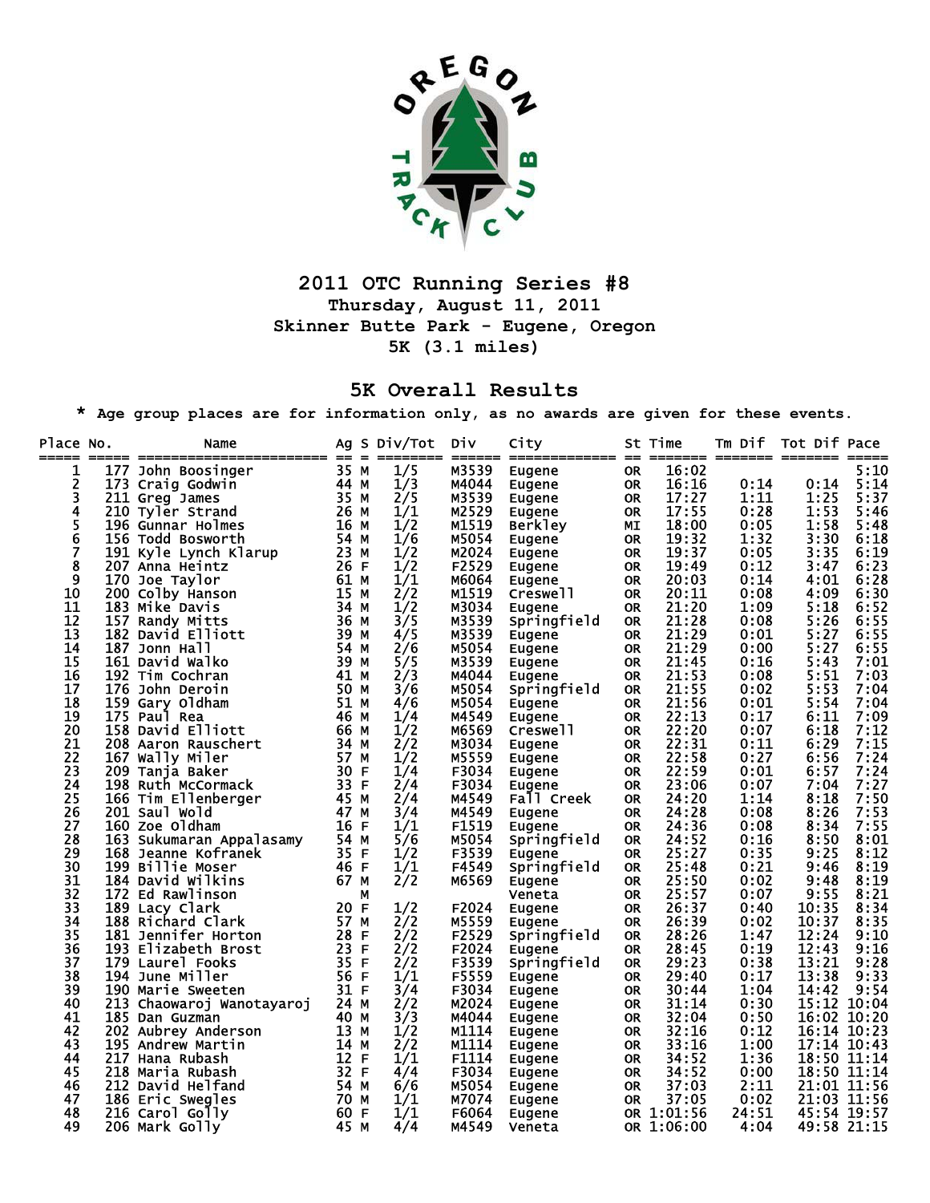# 2011 OTC Running Series #8

**Thursday, August 11, 2011**

**Skinner Butte Park - Eugene, Oregon**

**5K (3.1 miles)**

## 5K Overall Results

\* Age group places are for information only, as no awards are given for these events.

| Place | No. | Name | Ag | S | Div/Tot | Div | City | St | Time | Tm Dif | Tot Dif | Pace |
|---|---|---|---|---|---|---|---|---|---|---|---|---|
| 1 | 177 | John Boosinger | 35 | M | 1/5 | M3539 | Eugene | OR | 16:02 | | | 5:10 |
| 2 | 173 | Craig Godwin | 44 | M | 1/3 | M4044 | Eugene | OR | 16:16 | 0:14 | 0:14 | 5:14 |
| 3 | 211 | Greg James | 35 | M | 2/5 | M3539 | Eugene | OR | 17:27 | 1:11 | 1:25 | 5:37 |
| 4 | 210 | Tyler Strand | 26 | M | 1/1 | M2529 | Eugene | OR | 17:55 | 0:28 | 1:53 | 5:46 |
| 5 | 196 | Gunnar Holmes | 16 | M | 1/2 | M1519 | Berkley | MI | 18:00 | 0:05 | 1:58 | 5:48 |
| 6 | 156 | Todd Bosworth | 54 | M | 1/6 | M5054 | Eugene | OR | 19:32 | 1:32 | 3:30 | 6:18 |
| 7 | 191 | Kyle Lynch Klarup | 23 | M | 1/2 | M2024 | Eugene | OR | 19:37 | 0:05 | 3:35 | 6:19 |
| 8 | 207 | Anna Heintz | 26 | F | 1/2 | F2529 | Eugene | OR | 19:49 | 0:12 | 3:47 | 6:23 |
| 9 | 170 | Joe Taylor | 61 | M | 1/1 | M6064 | Eugene | OR | 20:03 | 0:14 | 4:01 | 6:28 |
| 10 | 200 | Colby Hanson | 15 | M | 2/2 | M1519 | Creswell | OR | 20:11 | 0:08 | 4:09 | 6:30 |
| 11 | 183 | Mike Davis | 34 | M | 1/2 | M3034 | Eugene | OR | 21:20 | 1:09 | 5:18 | 6:52 |
| 12 | 157 | Randy Mitts | 36 | M | 3/5 | M3539 | Springfield | OR | 21:28 | 0:08 | 5:26 | 6:55 |
| 13 | 182 | David Elliott | 39 | M | 4/5 | M3539 | Eugene | OR | 21:29 | 0:01 | 5:27 | 6:55 |
| 14 | 187 | Jonn Hall | 54 | M | 2/6 | M5054 | Eugene | OR | 21:29 | 0:00 | 5:27 | 6:55 |
| 15 | 161 | David Walko | 39 | M | 5/5 | M3539 | Eugene | OR | 21:45 | 0:16 | 5:43 | 7:01 |
| 16 | 192 | Tim Cochran | 41 | M | 2/3 | M4044 | Eugene | OR | 21:53 | 0:08 | 5:51 | 7:03 |
| 17 | 176 | John Deroin | 50 | M | 3/6 | M5054 | Springfield | OR | 21:55 | 0:02 | 5:53 | 7:04 |
| 18 | 159 | Gary Oldham | 51 | M | 4/6 | M5054 | Eugene | OR | 21:56 | 0:01 | 5:54 | 7:04 |
| 19 | 175 | Paul Rea | 46 | M | 1/4 | M4549 | Eugene | OR | 22:13 | 0:17 | 6:11 | 7:09 |
| 20 | 158 | David Elliott | 66 | M | 1/2 | M6569 | Creswell | OR | 22:20 | 0:07 | 6:18 | 7:12 |
| 21 | 208 | Aaron Rauschert | 34 | M | 2/2 | M3034 | Eugene | OR | 22:31 | 0:11 | 6:29 | 7:15 |
| 22 | 167 | Wally Miler | 57 | M | 1/2 | M5559 | Eugene | OR | 22:58 | 0:27 | 6:56 | 7:24 |
| 23 | 209 | Tanja Baker | 30 | F | 1/4 | F3034 | Eugene | OR | 22:59 | 0:01 | 6:57 | 7:24 |
| 24 | 198 | Ruth McCormack | 33 | F | 2/4 | F3034 | Eugene | OR | 23:06 | 0:07 | 7:04 | 7:27 |
| 25 | 166 | Tim Ellenberger | 45 | M | 2/4 | M4549 | Fall Creek | OR | 24:20 | 1:14 | 8:18 | 7:50 |
| 26 | 201 | Saul Wold | 47 | M | 3/4 | M4549 | Eugene | OR | 24:28 | 0:08 | 8:26 | 7:53 |
| 27 | 160 | Zoe Oldham | 16 | F | 1/1 | F1519 | Eugene | OR | 24:36 | 0:08 | 8:34 | 7:55 |
| 28 | 163 | Sukumaran Appalasamy | 54 | M | 5/6 | M5054 | Springfield | OR | 24:52 | 0:16 | 8:50 | 8:01 |
| 29 | 168 | Jeanne Kofranek | 35 | F | 1/2 | F3539 | Eugene | OR | 25:27 | 0:35 | 9:25 | 8:12 |
| 30 | 199 | Billie Moser | 46 | F | 1/1 | F4549 | Springfield | OR | 25:48 | 0:21 | 9:46 | 8:19 |
| 31 | 184 | David Wilkins | 67 | M | 2/2 | M6569 | Eugene | OR | 25:50 | 0:02 | 9:48 | 8:19 |
| 32 | 172 | Ed Rawlinson | | M | | | Veneta | OR | 25:57 | 0:07 | 9:55 | 8:21 |
| 33 | 189 | Lacy Clark | 20 | F | 1/2 | F2024 | Eugene | OR | 26:37 | 0:40 | 10:35 | 8:34 |
| 34 | 188 | Richard Clark | 57 | M | 2/2 | M5559 | Eugene | OR | 26:39 | 0:02 | 10:37 | 8:35 |
| 35 | 181 | Jennifer Horton | 28 | F | 2/2 | F2529 | Springfield | OR | 28:26 | 1:47 | 12:24 | 9:10 |
| 36 | 193 | Elizabeth Brost | 23 | F | 2/2 | F2024 | Eugene | OR | 28:45 | 0:19 | 12:43 | 9:16 |
| 37 | 179 | Laurel Fooks | 35 | F | 2/2 | F3539 | Springfield | OR | 29:23 | 0:38 | 13:21 | 9:28 |
| 38 | 194 | June Miller | 56 | F | 1/1 | F5559 | Eugene | OR | 29:40 | 0:17 | 13:38 | 9:33 |
| 39 | 190 | Marie Sweeten | 31 | F | 3/4 | F3034 | Eugene | OR | 30:44 | 1:04 | 14:42 | 9:54 |
| 40 | 213 | Chaowaroj Wanotayaroj | 24 | M | 2/2 | M2024 | Eugene | OR | 31:14 | 0:30 | 15:12 | 10:04 |
| 41 | 185 | Dan Guzman | 40 | M | 3/3 | M4044 | Eugene | OR | 32:04 | 0:50 | 16:02 | 10:20 |
| 42 | 202 | Aubrey Anderson | 13 | M | 1/2 | M1114 | Eugene | OR | 32:16 | 0:12 | 16:14 | 10:23 |
| 43 | 195 | Andrew Martin | 14 | M | 2/2 | M1114 | Eugene | OR | 33:16 | 1:00 | 17:14 | 10:43 |
| 44 | 217 | Hana Rubash | 12 | F | 1/1 | F1114 | Eugene | OR | 34:52 | 1:36 | 18:50 | 11:14 |
| 45 | 218 | Maria Rubash | 32 | F | 4/4 | F3034 | Eugene | OR | 34:52 | 0:00 | 18:50 | 11:14 |
| 46 | 212 | David Helfand | 54 | M | 6/6 | M5054 | Eugene | OR | 37:03 | 2:11 | 21:01 | 11:56 |
| 47 | 186 | Eric Swegles | 70 | M | 1/1 | M7074 | Eugene | OR | 37:05 | 0:02 | 21:03 | 11:56 |
| 48 | 216 | Carol Golly | 60 | F | 1/1 | F6064 | Eugene | OR | 1:01:56 | 24:51 | 45:54 | 19:57 |
| 49 | 206 | Mark Golly | 45 | M | 4/4 | M4549 | Veneta | OR | 1:06:00 | 4:04 | 49:58 | 21:15 |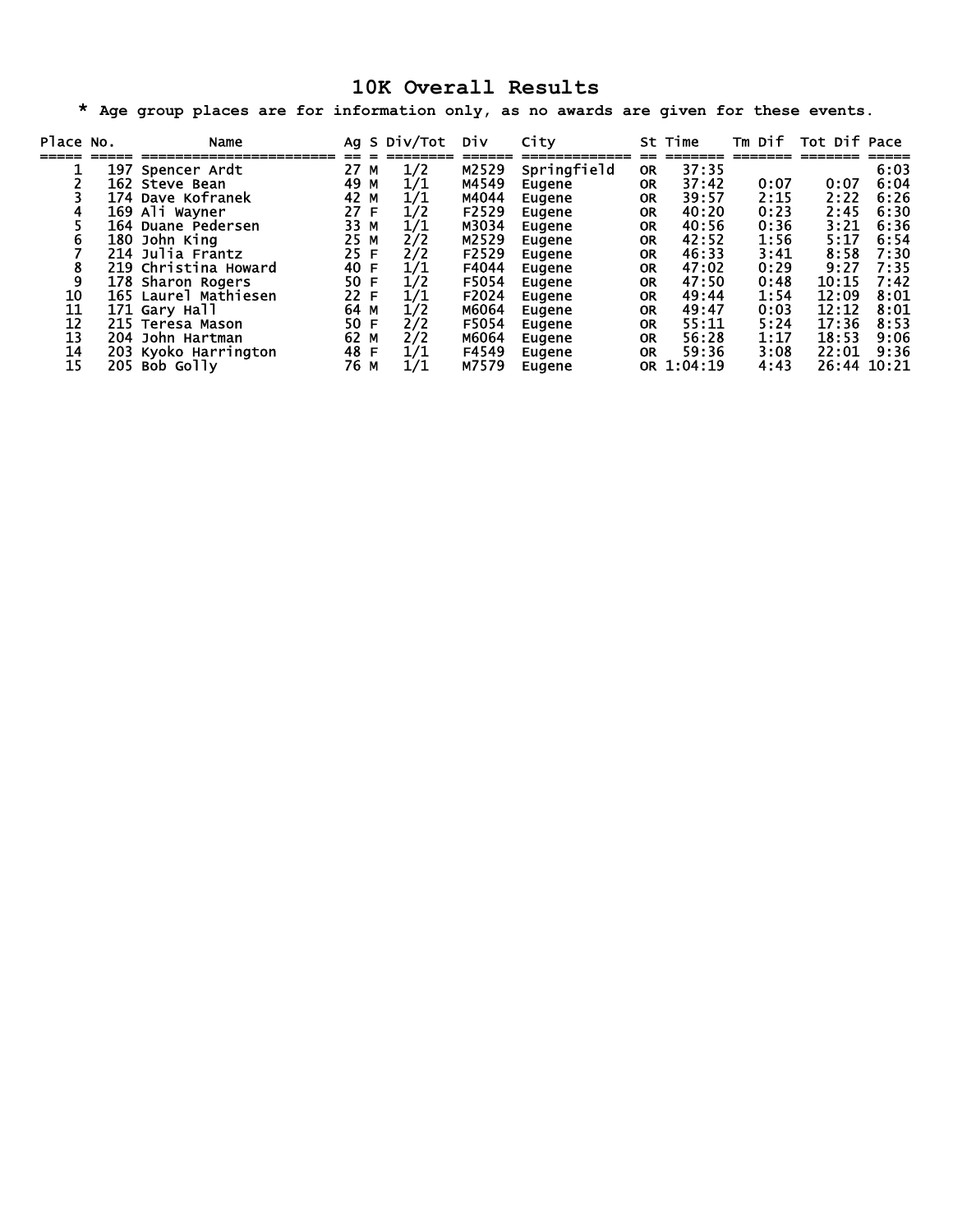# 10K Overall Results

**\* Age group places are for information only, as no awards are given for these events.**

| Place | No. | Name | Ag | S | Div/Tot | Div | City | St | Time | Tm Dif | Tot Dif | Pace |
|---|---|---|---|---|---|---|---|---|---|---|---|---|
| 1 | 197 | Spencer Ardt | 27 | M | 1/2 | M2529 | Springfield | OR | 37:35 | | | 6:03 |
| 2 | 162 | Steve Bean | 49 | M | 1/1 | M4549 | Eugene | OR | 37:42 | 0:07 | 0:07 | 6:04 |
| 3 | 174 | Dave Kofranek | 42 | M | 1/1 | M4044 | Eugene | OR | 39:57 | 2:15 | 2:22 | 6:26 |
| 4 | 169 | Ali Wayner | 27 | F | 1/2 | F2529 | Eugene | OR | 40:20 | 0:23 | 2:45 | 6:30 |
| 5 | 164 | Duane Pedersen | 33 | M | 1/1 | M3034 | Eugene | OR | 40:56 | 0:36 | 3:21 | 6:36 |
| 6 | 180 | John King | 25 | M | 2/2 | M2529 | Eugene | OR | 42:52 | 1:56 | 5:17 | 6:54 |
| 7 | 214 | Julia Frantz | 25 | F | 2/2 | F2529 | Eugene | OR | 46:33 | 3:41 | 8:58 | 7:30 |
| 8 | 219 | Christina Howard | 40 | F | 1/1 | F4044 | Eugene | OR | 47:02 | 0:29 | 9:27 | 7:35 |
| 9 | 178 | Sharon Rogers | 50 | F | 1/2 | F5054 | Eugene | OR | 47:50 | 0:48 | 10:15 | 7:42 |
| 10 | 165 | Laurel Mathiesen | 22 | F | 1/1 | F2024 | Eugene | OR | 49:44 | 1:54 | 12:09 | 8:01 |
| 11 | 171 | Gary Hall | 64 | M | 1/2 | M6064 | Eugene | OR | 49:47 | 0:03 | 12:12 | 8:01 |
| 12 | 215 | Teresa Mason | 50 | F | 2/2 | F5054 | Eugene | OR | 55:11 | 5:24 | 17:36 | 8:53 |
| 13 | 204 | John Hartman | 62 | M | 2/2 | M6064 | Eugene | OR | 56:28 | 1:17 | 18:53 | 9:06 |
| 14 | 203 | Kyoko Harrington | 48 | F | 1/1 | F4549 | Eugene | OR | 59:36 | 3:08 | 22:01 | 9:36 |
| 15 | 205 | Bob Golly | 76 | M | 1/1 | M7579 | Eugene | OR | 1:04:19 | 4:43 | 26:44 | 10:21 |